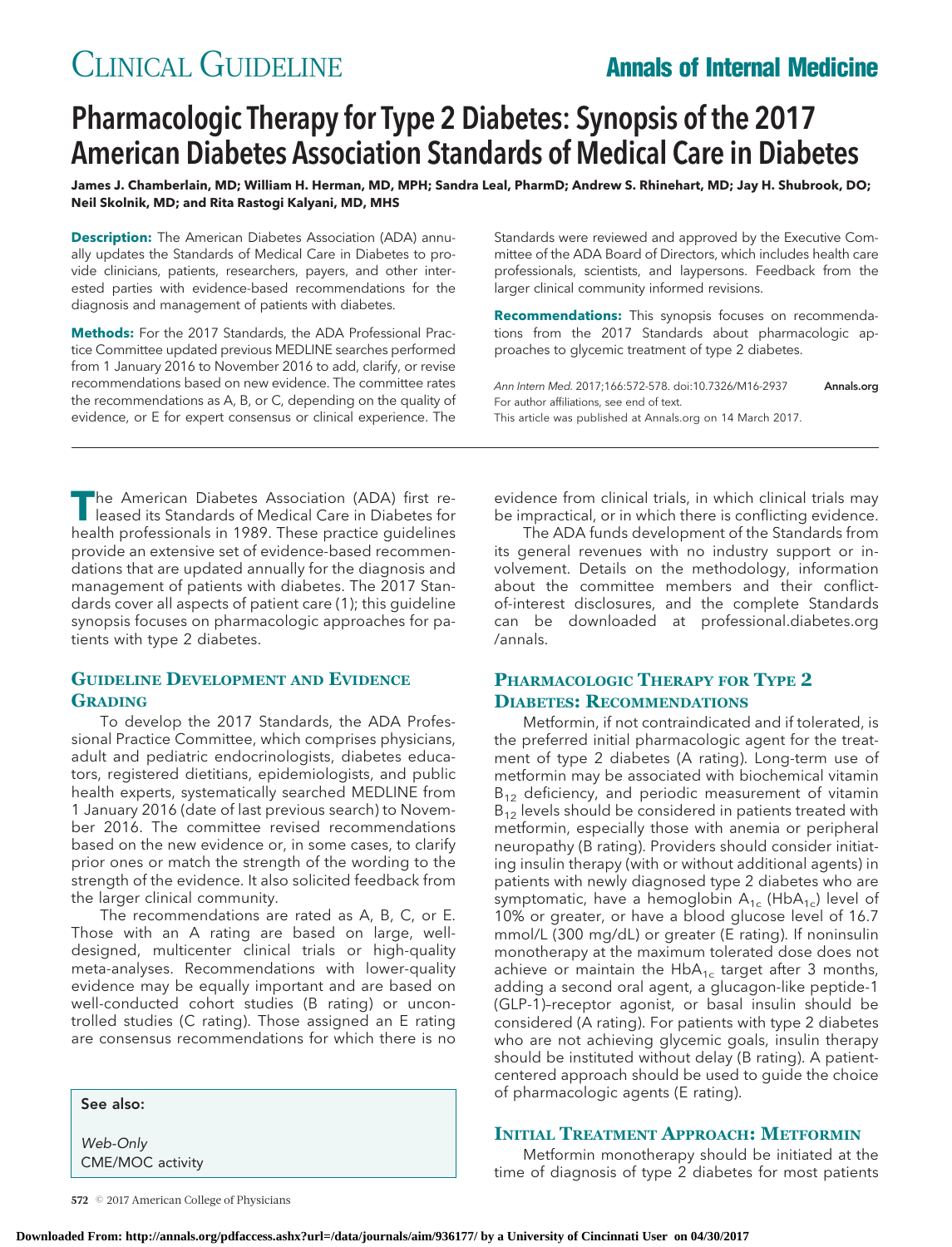# Pharmacologic Therapy for Type 2 Diabetes: Synopsis of the 2017 American Diabetes Association Standards of Medical Care in Diabetes

**James J. Chamberlain, MD; William H. Herman, MD, MPH; Sandra Leal, PharmD; Andrew S. Rhinehart, MD; Jay H. Shubrook, DO; Neil Skolnik, MD; and Rita Rastogi Kalyani, MD, MHS**

**Description:** The American Diabetes Association (ADA) annually updates the Standards of Medical Care in Diabetes to provide clinicians, patients, researchers, payers, and other interested parties with evidence-based recommendations for the diagnosis and management of patients with diabetes.

**Methods:** For the 2017 Standards, the ADA Professional Practice Committee updated previous MEDLINE searches performed from 1 January 2016 to November 2016 to add, clarify, or revise recommendations based on new evidence. The committee rates the recommendations as A, B, or C, depending on the quality of evidence, or E for expert consensus or clinical experience. The Standards were reviewed and approved by the Executive Committee of the ADA Board of Directors, which includes health care professionals, scientists, and laypersons. Feedback from the larger clinical community informed revisions.

**Recommendations:** This synopsis focuses on recommendations from the 2017 Standards about pharmacologic approaches to glycemic treatment of type 2 diabetes.

*Ann Intern Med.* 2017;166:572-578. doi:10.7326/M16-2937

For author affiliations, see end of text.

This article was published at Annals.org on 14 March 2017.

---

The American Diabetes Association (ADA) first released its Standards of Medical Care in Diabetes for health professionals in 1989. These practice guidelines provide an extensive set of evidence-based recommendations that are updated annually for the diagnosis and management of patients with diabetes. The 2017 Standards cover all aspects of patient care (1); this guideline synopsis focuses on pharmacologic approaches for patients with type 2 diabetes.

## Guideline Development and Evidence Grading

To develop the 2017 Standards, the ADA Professional Practice Committee, which comprises physicians, adult and pediatric endocrinologists, diabetes educators, registered dietitians, epidemiologists, and public health experts, systematically searched MEDLINE from 1 January 2016 (date of last previous search) to November 2016. The committee revised recommendations based on the new evidence or, in some cases, to clarify prior ones or match the strength of the wording to the strength of the evidence. It also solicited feedback from the larger clinical community.

The recommendations are rated as A, B, C, or E. Those with an A rating are based on large, well-designed, multicenter clinical trials or high-quality meta-analyses. Recommendations with lower-quality evidence may be equally important and are based on well-conducted cohort studies (B rating) or uncontrolled studies (C rating). Those assigned an E rating are consensus recommendations for which there is no evidence from clinical trials, in which clinical trials may be impractical, or in which there is conflicting evidence.

The ADA funds development of the Standards from its general revenues with no industry support or involvement. Details on the methodology, information about the committee members and their conflict-of-interest disclosures, and the complete Standards can be downloaded at professional.diabetes.org/annals.

**See also:**

*Web-Only*
CME/MOC activity

## Pharmacologic Therapy for Type 2 Diabetes: Recommendations

Metformin, if not contraindicated and if tolerated, is the preferred initial pharmacologic agent for the treatment of type 2 diabetes (A rating). Long-term use of metformin may be associated with biochemical vitamin $B_{12}$ deficiency, and periodic measurement of vitamin $B_{12}$ levels should be considered in patients treated with metformin, especially those with anemia or peripheral neuropathy (B rating). Providers should consider initiating insulin therapy (with or without additional agents) in patients with newly diagnosed type 2 diabetes who are symptomatic, have a hemoglobin $A_{1c}$ ($HbA_{1c}$) level of 10% or greater, or have a blood glucose level of 16.7 mmol/L (300 mg/dL) or greater (E rating). If noninsulin monotherapy at the maximum tolerated dose does not achieve or maintain the $HbA_{1c}$ target after 3 months, adding a second oral agent, a glucagon-like peptide-1 (GLP-1)–receptor agonist, or basal insulin should be considered (A rating). For patients with type 2 diabetes who are not achieving glycemic goals, insulin therapy should be instituted without delay (B rating). A patient-centered approach should be used to guide the choice of pharmacologic agents (E rating).

## Initial Treatment Approach: Metformin

Metformin monotherapy should be initiated at the time of diagnosis of type 2 diabetes for most patients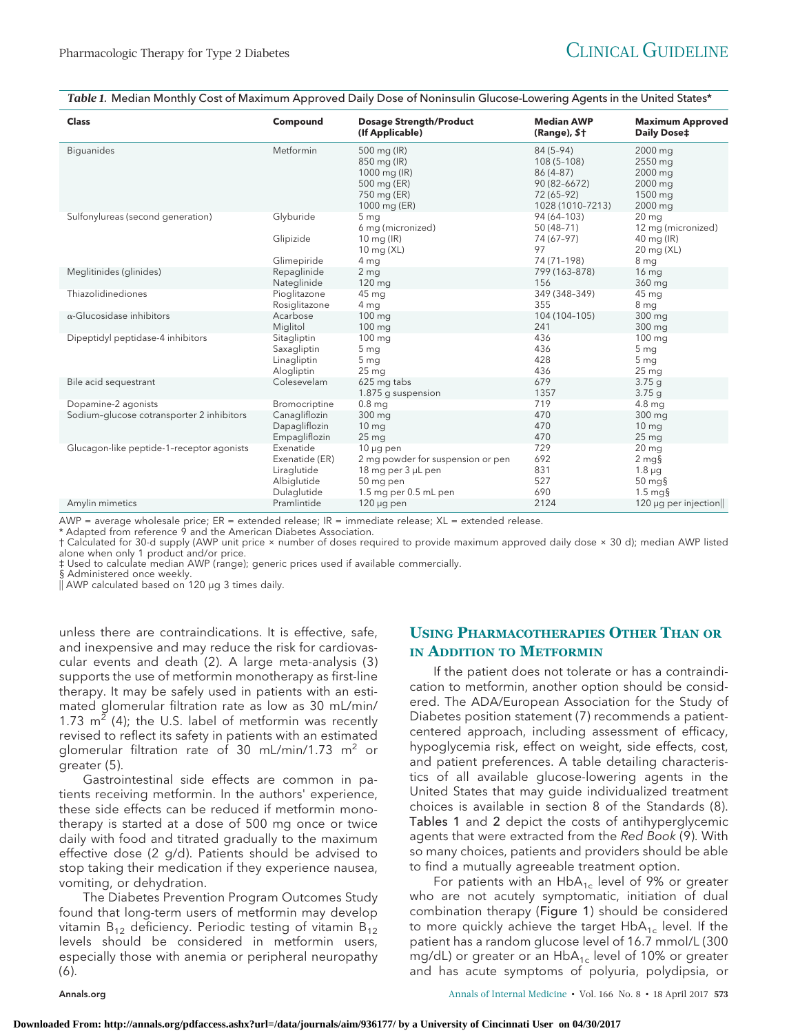*Table 1.* Median Monthly Cost of Maximum Approved Daily Dose of Noninsulin Glucose-Lowering Agents in the United States*

| Class | Compound | Dosage Strength/Product (If Applicable) | Median AWP (Range), $† | Maximum Approved Daily Dose‡ |
|---|---|---|---|---|
| Biguanides | Metformin | 500 mg (IR) | 84 (5–94) | 2000 mg |
| | | 850 mg (IR) | 108 (5–108) | 2550 mg |
| | | 1000 mg (IR) | 86 (4–87) | 2000 mg |
| | | 500 mg (ER) | 90 (82–6672) | 2000 mg |
| | | 750 mg (ER) | 72 (65–92) | 1500 mg |
| | | 1000 mg (ER) | 1028 (1010–7213) | 2000 mg |
| Sulfonylureas (second generation) | Glyburide | 5 mg | 94 (64–103) | 20 mg |
| | | 6 mg (micronized) | 50 (48–71) | 12 mg (micronized) |
| | Glipizide | 10 mg (IR) | 74 (67–97) | 40 mg (IR) |
| | | 10 mg (XL) | 97 | 20 mg (XL) |
| | Glimepiride | 4 mg | 74 (71–198) | 8 mg |
| Meglitinides (glinides) | Repaglinide | 2 mg | 799 (163–878) | 16 mg |
| | Nateglinide | 120 mg | 156 | 360 mg |
| Thiazolidinediones | Pioglitazone | 45 mg | 349 (348–349) | 45 mg |
| | Rosiglitazone | 4 mg | 355 | 8 mg |
| α-Glucosidase inhibitors | Acarbose | 100 mg | 104 (104–105) | 300 mg |
| | Miglitol | 100 mg | 241 | 300 mg |
| Dipeptidyl peptidase-4 inhibitors | Sitagliptin | 100 mg | 436 | 100 mg |
| | Saxagliptin | 5 mg | 436 | 5 mg |
| | Linagliptin | 5 mg | 428 | 5 mg |
| | Alogliptin | 25 mg | 436 | 25 mg |
| Bile acid sequestrant | Colesevelam | 625 mg tabs | 679 | 3.75 g |
| | | 1.875 g suspension | 1357 | 3.75 g |
| Dopamine-2 agonists | Bromocriptine | 0.8 mg | 719 | 4.8 mg |
| Sodium–glucose cotransporter 2 inhibitors | Canagliflozin | 300 mg | 470 | 300 mg |
| | Dapagliflozin | 10 mg | 470 | 10 mg |
| | Empagliflozin | 25 mg | 470 | 25 mg |
| Glucagon-like peptide-1–receptor agonists | Exenatide | 10 μg pen | 729 | 20 mg |
| | Exenatide (ER) | 2 mg powder for suspension or pen | 692 | 2 mg§ |
| | Liraglutide | 18 mg per 3 μL pen | 831 | 1.8 μg |
| | Albiglutide | 50 mg pen | 527 | 50 mg§ |
| | Dulaglutide | 1.5 mg per 0.5 mL pen | 690 | 1.5 mg§ |
| Amylin mimetics | Pramlintide | 120 μg pen | 2124 | 120 μg per injection‖ |

AWP = average wholesale price; ER = extended release; IR = immediate release; XL = extended release.
* Adapted from reference 9 and the American Diabetes Association.
† Calculated for 30-d supply (AWP unit price × number of doses required to provide maximum approved daily dose × 30 d); median AWP listed alone when only 1 product and/or price.
‡ Used to calculate median AWP (range); generic prices used if available commercially.
§ Administered once weekly.
‖ AWP calculated based on 120 μg 3 times daily.

unless there are contraindications. It is effective, safe, and inexpensive and may reduce the risk for cardiovascular events and death (2). A large meta-analysis (3) supports the use of metformin monotherapy as first-line therapy. It may be safely used in patients with an estimated glomerular filtration rate as low as 30 mL/min/1.73 $m^2$ (4); the U.S. label of metformin was recently revised to reflect its safety in patients with an estimated glomerular filtration rate of 30 mL/min/1.73 $m^2$ or greater (5).

Gastrointestinal side effects are common in patients receiving metformin. In the authors' experience, these side effects can be reduced if metformin monotherapy is started at a dose of 500 mg once or twice daily with food and titrated gradually to the maximum effective dose (2 g/d). Patients should be advised to stop taking their medication if they experience nausea, vomiting, or dehydration.

The Diabetes Prevention Program Outcomes Study found that long-term users of metformin may develop vitamin $B_{12}$ deficiency. Periodic testing of vitamin $B_{12}$ levels should be considered in metformin users, especially those with anemia or peripheral neuropathy (6).

## Using Pharmacotherapies Other Than or in Addition to Metformin

If the patient does not tolerate or has a contraindication to metformin, another option should be considered. The ADA/European Association for the Study of Diabetes position statement (7) recommends a patient-centered approach, including assessment of efficacy, hypoglycemia risk, effect on weight, side effects, cost, and patient preferences. A table detailing characteristics of all available glucose-lowering agents in the United States that may guide individualized treatment choices is available in section 8 of the Standards (8). Tables 1 and 2 depict the costs of antihyperglycemic agents that were extracted from the *Red Book* (9). With so many choices, patients and providers should be able to find a mutually agreeable treatment option.

For patients with an $HbA_{1c}$ level of 9% or greater who are not acutely symptomatic, initiation of dual combination therapy (Figure 1) should be considered to more quickly achieve the target $HbA_{1c}$ level. If the patient has a random glucose level of 16.7 mmol/L (300 mg/dL) or greater or an $HbA_{1c}$ level of 10% or greater and has acute symptoms of polyuria, polydipsia, or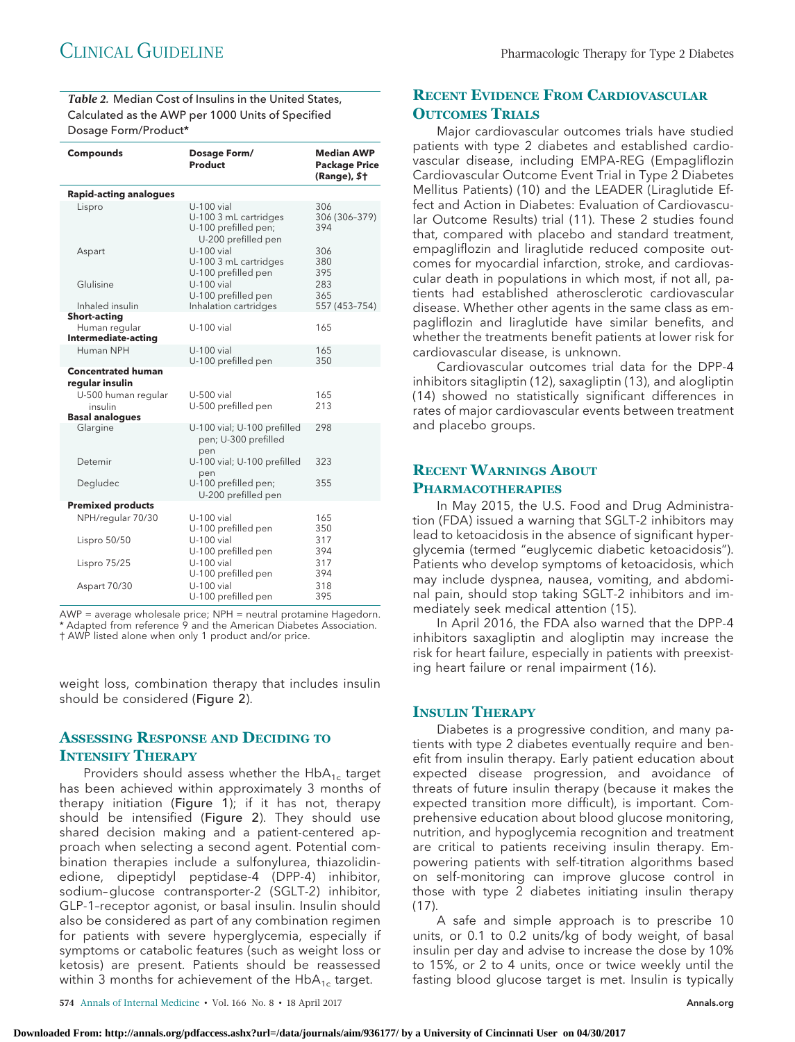*Table 2.* Median Cost of Insulins in the United States, Calculated as the AWP per 1000 Units of Specified Dosage Form/Product*

| Compounds | Dosage Form/ Product | Median AWP Package Price (Range), $† |
|---|---|---|
| **Rapid-acting analogues** | | |
| Lispro | U-100 vial | 306 |
| | U-100 3 mL cartridges | 306 (306–379) |
| | U-100 prefilled pen; U-200 prefilled pen | 394 |
| Aspart | U-100 vial | 306 |
| | U-100 3 mL cartridges | 380 |
| | U-100 prefilled pen | 395 |
| Glulisine | U-100 vial | 283 |
| | U-100 prefilled pen | 365 |
| Inhaled insulin | Inhalation cartridges | 557 (453–754) |
| **Short-acting** | | |
| Human regular | U-100 vial | 165 |
| **Intermediate-acting** | | |
| Human NPH | U-100 vial | 165 |
| | U-100 prefilled pen | 350 |
| **Concentrated human regular insulin** | | |
| U-500 human regular insulin | U-500 vial | 165 |
| | U-500 prefilled pen | 213 |
| **Basal analogues** | | |
| Glargine | U-100 vial; U-100 prefilled pen; U-300 prefilled pen | 298 |
| Detemir | U-100 vial; U-100 prefilled pen | 323 |
| Degludec | U-100 prefilled pen; U-200 prefilled pen | 355 |
| **Premixed products** | | |
| NPH/regular 70/30 | U-100 vial | 165 |
| | U-100 prefilled pen | 350 |
| Lispro 50/50 | U-100 vial | 317 |
| | U-100 prefilled pen | 394 |
| Lispro 75/25 | U-100 vial | 317 |
| | U-100 prefilled pen | 394 |
| Aspart 70/30 | U-100 vial | 318 |
| | U-100 prefilled pen | 395 |

AWP = average wholesale price; NPH = neutral protamine Hagedorn.
* Adapted from reference 9 and the American Diabetes Association.
† AWP listed alone when only 1 product and/or price.

weight loss, combination therapy that includes insulin should be considered (Figure 2).

## Assessing Response and Deciding to Intensify Therapy

Providers should assess whether the $HbA_{1c}$ target has been achieved within approximately 3 months of therapy initiation (Figure 1); if it has not, therapy should be intensified (Figure 2). They should use shared decision making and a patient-centered approach when selecting a second agent. Potential combination therapies include a sulfonylurea, thiazolidinedione, dipeptidyl peptidase-4 (DPP-4) inhibitor, sodium–glucose contransporter-2 (SGLT-2) inhibitor, GLP-1–receptor agonist, or basal insulin. Insulin should also be considered as part of any combination regimen for patients with severe hyperglycemia, especially if symptoms or catabolic features (such as weight loss or ketosis) are present. Patients should be reassessed within 3 months for achievement of the $HbA_{1c}$ target.

## Recent Evidence From Cardiovascular Outcomes Trials

Major cardiovascular outcomes trials have studied patients with type 2 diabetes and established cardiovascular disease, including EMPA-REG (Empagliflozin Cardiovascular Outcome Event Trial in Type 2 Diabetes Mellitus Patients) (10) and the LEADER (Liraglutide Effect and Action in Diabetes: Evaluation of Cardiovascular Outcome Results) trial (11). These 2 studies found that, compared with placebo and standard treatment, empagliflozin and liraglutide reduced composite outcomes for myocardial infarction, stroke, and cardiovascular death in populations in which most, if not all, patients had established atherosclerotic cardiovascular disease. Whether other agents in the same class as empagliflozin and liraglutide have similar benefits, and whether the treatments benefit patients at lower risk for cardiovascular disease, is unknown.

Cardiovascular outcomes trial data for the DPP-4 inhibitors sitagliptin (12), saxagliptin (13), and alogliptin (14) showed no statistically significant differences in rates of major cardiovascular events between treatment and placebo groups.

## Recent Warnings About Pharmacotherapies

In May 2015, the U.S. Food and Drug Administration (FDA) issued a warning that SGLT-2 inhibitors may lead to ketoacidosis in the absence of significant hyperglycemia (termed "euglycemic diabetic ketoacidosis"). Patients who develop symptoms of ketoacidosis, which may include dyspnea, nausea, vomiting, and abdominal pain, should stop taking SGLT-2 inhibitors and immediately seek medical attention (15).

In April 2016, the FDA also warned that the DPP-4 inhibitors saxagliptin and alogliptin may increase the risk for heart failure, especially in patients with preexisting heart failure or renal impairment (16).

## Insulin Therapy

Diabetes is a progressive condition, and many patients with type 2 diabetes eventually require and benefit from insulin therapy. Early patient education about expected disease progression, and avoidance of threats of future insulin therapy (because it makes the expected transition more difficult), is important. Comprehensive education about blood glucose monitoring, nutrition, and hypoglycemia recognition and treatment are critical to patients receiving insulin therapy. Empowering patients with self-titration algorithms based on self-monitoring can improve glucose control in those with type 2 diabetes initiating insulin therapy (17).

A safe and simple approach is to prescribe 10 units, or 0.1 to 0.2 units/kg of body weight, of basal insulin per day and advise to increase the dose by 10% to 15%, or 2 to 4 units, once or twice weekly until the fasting blood glucose target is met. Insulin is typically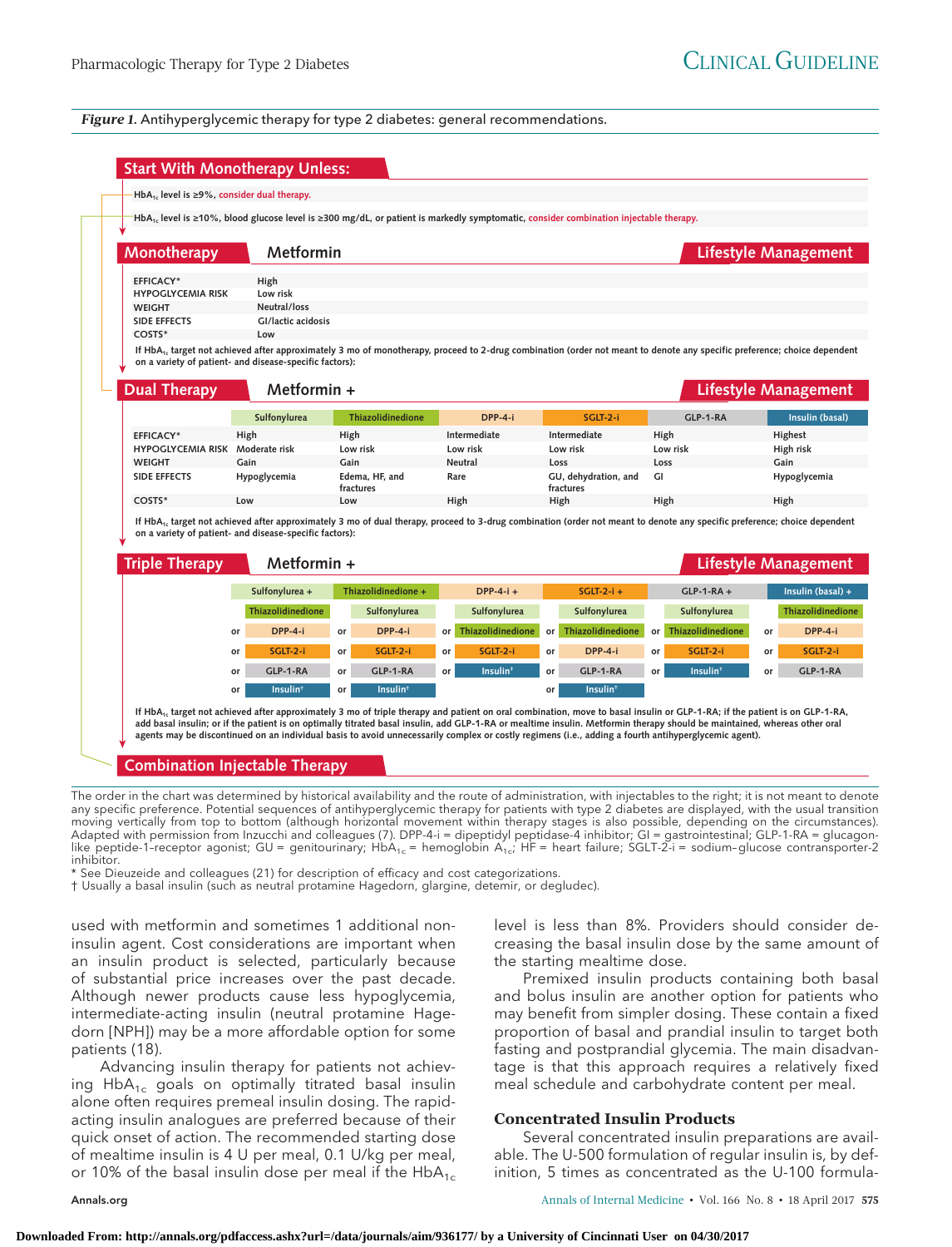*Figure 1.* Antihyperglycemic therapy for type 2 diabetes: general recommendations.

**Start With Monotherapy Unless:**

$HbA_{1c}$ level is ≥9%, consider dual therapy.

$HbA_{1c}$ level is ≥10%, blood glucose level is ≥300 mg/dL, or patient is markedly symptomatic, consider combination injectable therapy.

**Monotherapy** — Metformin — **Lifestyle Management**

| | |
|---|---|
| EFFICACY* | High |
| HYPOGLYCEMIA RISK | Low risk |
| WEIGHT | Neutral/loss |
| SIDE EFFECTS | GI/lactic acidosis |
| COSTS* | Low |

If $HbA_{1c}$ target not achieved after approximately 3 mo of monotherapy, proceed to 2-drug combination (order not meant to denote any specific preference; choice dependent on a variety of patient- and disease-specific factors):

**Dual Therapy** — Metformin + — **Lifestyle Management**

| | Sulfonylurea | Thiazolidinedione | DPP-4-i | SGLT-2-i | GLP-1-RA | Insulin (basal) |
|---|---|---|---|---|---|---|
| EFFICACY* | High | High | Intermediate | Intermediate | High | Highest |
| HYPOGLYCEMIA RISK | Moderate risk | Low risk | Low risk | Low risk | Low risk | High risk |
| WEIGHT | Gain | Gain | Neutral | Loss | Loss | Gain |
| SIDE EFFECTS | Hypoglycemia | Edema, HF, and fractures | Rare | GU, dehydration, and fractures | GI | Hypoglycemia |
| COSTS* | Low | Low | High | High | High | High |

If $HbA_{1c}$ target not achieved after approximately 3 mo of dual therapy, proceed to 3-drug combination (order not meant to denote any specific preference; choice dependent on a variety of patient- and disease-specific factors):

**Triple Therapy** — Metformin + — **Lifestyle Management**

| Sulfonylurea + | Thiazolidinedione + | DPP-4-i + | SGLT-2-i + | GLP-1-RA + | Insulin (basal) + |
|---|---|---|---|---|---|
| Thiazolidinedione | Sulfonylurea | Sulfonylurea | Sulfonylurea | Sulfonylurea | Thiazolidinedione |
| or DPP-4-i | or DPP-4-i | or Thiazolidinedione | or Thiazolidinedione | or Thiazolidinedione | or DPP-4-i |
| or SGLT-2-i | or SGLT-2-i | or SGLT-2-i | or DPP-4-i | or SGLT-2-i | or SGLT-2-i |
| or GLP-1-RA | or GLP-1-RA | or Insulin† | or GLP-1-RA | or Insulin† | or GLP-1-RA |
| or Insulin† | or Insulin† | | or Insulin† | | |

If $HbA_{1c}$ target not achieved after approximately 3 mo of triple therapy and patient on oral combination, move to basal insulin or GLP-1-RA; if the patient is on GLP-1-RA, add basal insulin; or if the patient is on optimally titrated basal insulin, add GLP-1-RA or mealtime insulin. Metformin therapy should be maintained, whereas other oral agents may be discontinued on an individual basis to avoid unnecessarily complex or costly regimens (i.e., adding a fourth antihyperglycemic agent).

**Combination Injectable Therapy**

The order in the chart was determined by historical availability and the route of administration, with injectables to the right; it is not meant to denote any specific preference. Potential sequences of antihyperglycemic therapy for patients with type 2 diabetes are displayed, with the usual transition moving vertically from top to bottom (although horizontal movement within therapy stages is also possible, depending on the circumstances). Adapted with permission from Inzucchi and colleagues (7). DPP-4-i = dipeptidyl peptidase-4 inhibitor; GI = gastrointestinal; GLP-1-RA = glucagon-like peptide-1–receptor agonist; GU = genitourinary; $HbA_{1c}$ = hemoglobin $A_{1c}$; HF = heart failure; SGLT-2-i = sodium–glucose contransporter-2 inhibitor.

\* See Dieuzeide and colleagues (21) for description of efficacy and cost categorizations.

† Usually a basal insulin (such as neutral protamine Hagedorn, glargine, detemir, or degludec).

used with metformin and sometimes 1 additional non-insulin agent. Cost considerations are important when an insulin product is selected, particularly because of substantial price increases over the past decade. Although newer products cause less hypoglycemia, intermediate-acting insulin (neutral protamine Hagedorn [NPH]) may be a more affordable option for some patients (18).

Advancing insulin therapy for patients not achieving $HbA_{1c}$ goals on optimally titrated basal insulin alone often requires premeal insulin dosing. The rapid-acting insulin analogues are preferred because of their quick onset of action. The recommended starting dose of mealtime insulin is 4 U per meal, 0.1 U/kg per meal, or 10% of the basal insulin dose per meal if the $HbA_{1c}$ level is less than 8%. Providers should consider decreasing the basal insulin dose by the same amount of the starting mealtime dose.

Premixed insulin products containing both basal and bolus insulin are another option for patients who may benefit from simpler dosing. These contain a fixed proportion of basal and prandial insulin to target both fasting and postprandial glycemia. The main disadvantage is that this approach requires a relatively fixed meal schedule and carbohydrate content per meal.

### Concentrated Insulin Products

Several concentrated insulin preparations are available. The U-500 formulation of regular insulin is, by definition, 5 times as concentrated as the U-100 formula-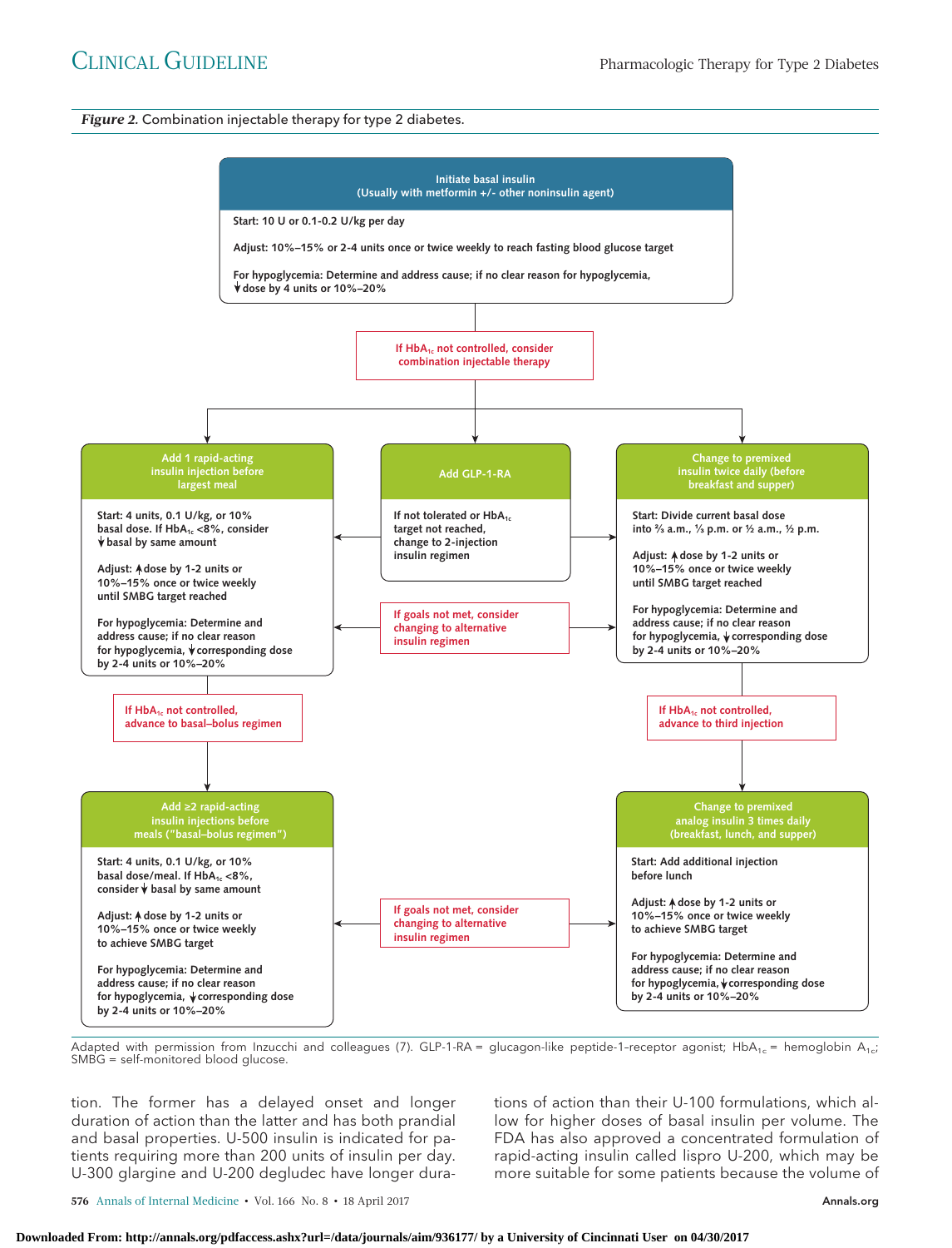*Figure 2.* Combination injectable therapy for type 2 diabetes.

**Initiate basal insulin**
**(Usually with metformin +/- other noninsulin agent)**

Start: 10 U or 0.1-0.2 U/kg per day

Adjust: 10%–15% or 2-4 units once or twice weekly to reach fasting blood glucose target

For hypoglycemia: Determine and address cause; if no clear reason for hypoglycemia, ↓dose by 4 units or 10%–20%

If $HbA_{1c}$ not controlled, consider combination injectable therapy

**Add 1 rapid-acting insulin injection before largest meal**

Start: 4 units, 0.1 U/kg, or 10% basal dose. If $HbA_{1c}$ <8%, consider ↓basal by same amount

Adjust: ↑dose by 1-2 units or 10%–15% once or twice weekly until SMBG target reached

For hypoglycemia: Determine and address cause; if no clear reason for hypoglycemia, ↓corresponding dose by 2-4 units or 10%–20%

**Add GLP-1-RA**

If not tolerated or $HbA_{1c}$ target not reached, change to 2-injection insulin regimen

If goals not met, consider changing to alternative insulin regimen

**Change to premixed insulin twice daily (before breakfast and supper)**

Start: Divide current basal dose into ⅔ a.m., ⅓ p.m. or ½ a.m., ½ p.m.

Adjust: ↑dose by 1-2 units or 10%–15% once or twice weekly until SMBG target reached

For hypoglycemia: Determine and address cause; if no clear reason for hypoglycemia, ↓corresponding dose by 2-4 units or 10%–20%

If $HbA_{1c}$ not controlled, advance to basal–bolus regimen

If $HbA_{1c}$ not controlled, advance to third injection

**Add ≥2 rapid-acting insulin injections before meals ("basal–bolus regimen")**

Start: 4 units, 0.1 U/kg, or 10% basal dose/meal. If $HbA_{1c}$ <8%, consider ↓ basal by same amount

Adjust: ↑dose by 1-2 units or 10%–15% once or twice weekly to achieve SMBG target

For hypoglycemia: Determine and address cause; if no clear reason for hypoglycemia, ↓corresponding dose by 2-4 units or 10%–20%

If goals not met, consider changing to alternative insulin regimen

**Change to premixed analog insulin 3 times daily (breakfast, lunch, and supper)**

Start: Add additional injection before lunch

Adjust: ↑dose by 1-2 units or 10%–15% once or twice weekly to achieve SMBG target

For hypoglycemia: Determine and address cause; if no clear reason for hypoglycemia, ↓corresponding dose by 2-4 units or 10%–20%

Adapted with permission from Inzucchi and colleagues (7). GLP-1-RA = glucagon-like peptide-1–receptor agonist; $HbA_{1c}$ = hemoglobin $A_{1c}$; SMBG = self-monitored blood glucose.

tion. The former has a delayed onset and longer duration of action than the latter and has both prandial and basal properties. U-500 insulin is indicated for patients requiring more than 200 units of insulin per day. U-300 glargine and U-200 degludec have longer durations of action than their U-100 formulations, which allow for higher doses of basal insulin per volume. The FDA has also approved a concentrated formulation of rapid-acting insulin called lispro U-200, which may be more suitable for some patients because the volume of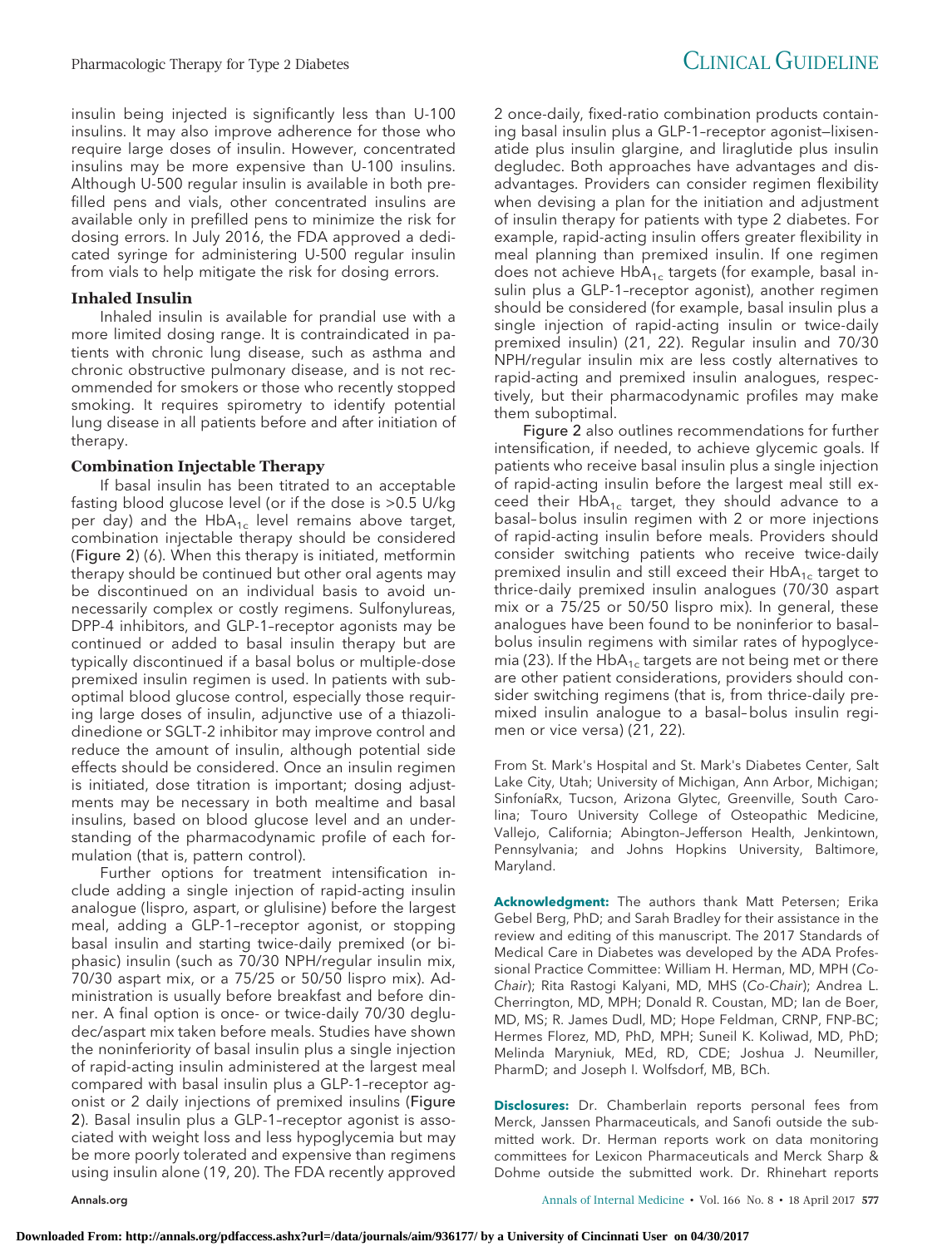insulin being injected is significantly less than U-100 insulins. It may also improve adherence for those who require large doses of insulin. However, concentrated insulins may be more expensive than U-100 insulins. Although U-500 regular insulin is available in both prefilled pens and vials, other concentrated insulins are available only in prefilled pens to minimize the risk for dosing errors. In July 2016, the FDA approved a dedicated syringe for administering U-500 regular insulin from vials to help mitigate the risk for dosing errors.

### Inhaled Insulin

Inhaled insulin is available for prandial use with a more limited dosing range. It is contraindicated in patients with chronic lung disease, such as asthma and chronic obstructive pulmonary disease, and is not recommended for smokers or those who recently stopped smoking. It requires spirometry to identify potential lung disease in all patients before and after initiation of therapy.

### Combination Injectable Therapy

If basal insulin has been titrated to an acceptable fasting blood glucose level (or if the dose is >0.5 U/kg per day) and the $HbA_{1c}$ level remains above target, combination injectable therapy should be considered (Figure 2) (6). When this therapy is initiated, metformin therapy should be continued but other oral agents may be discontinued on an individual basis to avoid unnecessarily complex or costly regimens. Sulfonylureas, DPP-4 inhibitors, and GLP-1–receptor agonists may be continued or added to basal insulin therapy but are typically discontinued if a basal bolus or multiple-dose premixed insulin regimen is used. In patients with suboptimal blood glucose control, especially those requiring large doses of insulin, adjunctive use of a thiazolidinedione or SGLT-2 inhibitor may improve control and reduce the amount of insulin, although potential side effects should be considered. Once an insulin regimen is initiated, dose titration is important; dosing adjustments may be necessary in both mealtime and basal insulins, based on blood glucose level and an understanding of the pharmacodynamic profile of each formulation (that is, pattern control).

Further options for treatment intensification include adding a single injection of rapid-acting insulin analogue (lispro, aspart, or glulisine) before the largest meal, adding a GLP-1–receptor agonist, or stopping basal insulin and starting twice-daily premixed (or biphasic) insulin (such as 70/30 NPH/regular insulin mix, 70/30 aspart mix, or a 75/25 or 50/50 lispro mix). Administration is usually before breakfast and before dinner. A final option is once- or twice-daily 70/30 degludec/aspart mix taken before meals. Studies have shown the noninferiority of basal insulin plus a single injection of rapid-acting insulin administered at the largest meal compared with basal insulin plus a GLP-1–receptor agonist or 2 daily injections of premixed insulins (Figure 2). Basal insulin plus a GLP-1–receptor agonist is associated with weight loss and less hypoglycemia but may be more poorly tolerated and expensive than regimens using insulin alone (19, 20). The FDA recently approved 2 once-daily, fixed-ratio combination products containing basal insulin plus a GLP-1–receptor agonist—lixisenatide plus insulin glargine, and liraglutide plus insulin degludec. Both approaches have advantages and disadvantages. Providers can consider regimen flexibility when devising a plan for the initiation and adjustment of insulin therapy for patients with type 2 diabetes. For example, rapid-acting insulin offers greater flexibility in meal planning than premixed insulin. If one regimen does not achieve $HbA_{1c}$ targets (for example, basal insulin plus a GLP-1–receptor agonist), another regimen should be considered (for example, basal insulin plus a single injection of rapid-acting insulin or twice-daily premixed insulin) (21, 22). Regular insulin and 70/30 NPH/regular insulin mix are less costly alternatives to rapid-acting and premixed insulin analogues, respectively, but their pharmacodynamic profiles may make them suboptimal.

Figure 2 also outlines recommendations for further intensification, if needed, to achieve glycemic goals. If patients who receive basal insulin plus a single injection of rapid-acting insulin before the largest meal still exceed their $HbA_{1c}$ target, they should advance to a basal–bolus insulin regimen with 2 or more injections of rapid-acting insulin before meals. Providers should consider switching patients who receive twice-daily premixed insulin and still exceed their $HbA_{1c}$ target to thrice-daily premixed insulin analogues (70/30 aspart mix or a 75/25 or 50/50 lispro mix). In general, these analogues have been found to be noninferior to basal–bolus insulin regimens with similar rates of hypoglycemia (23). If the $HbA_{1c}$ targets are not being met or there are other patient considerations, providers should consider switching regimens (that is, from thrice-daily premixed insulin analogue to a basal–bolus insulin regimen or vice versa) (21, 22).

From St. Mark's Hospital and St. Mark's Diabetes Center, Salt Lake City, Utah; University of Michigan, Ann Arbor, Michigan; SinfoníaRx, Tucson, Arizona Glytec, Greenville, South Carolina; Touro University College of Osteopathic Medicine, Vallejo, California; Abington–Jefferson Health, Jenkintown, Pennsylvania; and Johns Hopkins University, Baltimore, Maryland.

**Acknowledgment:** The authors thank Matt Petersen; Erika Gebel Berg, PhD; and Sarah Bradley for their assistance in the review and editing of this manuscript. The 2017 Standards of Medical Care in Diabetes was developed by the ADA Professional Practice Committee: William H. Herman, MD, MPH (*Co-Chair*); Rita Rastogi Kalyani, MD, MHS (*Co-Chair*); Andrea L. Cherrington, MD, MPH; Donald R. Coustan, MD; Ian de Boer, MD, MS; R. James Dudl, MD; Hope Feldman, CRNP, FNP-BC; Hermes Florez, MD, PhD, MPH; Suneil K. Koliwad, MD, PhD; Melinda Maryniuk, MEd, RD, CDE; Joshua J. Neumiller, PharmD; and Joseph I. Wolfsdorf, MB, BCh.

**Disclosures:** Dr. Chamberlain reports personal fees from Merck, Janssen Pharmaceuticals, and Sanofi outside the submitted work. Dr. Herman reports work on data monitoring committees for Lexicon Pharmaceuticals and Merck Sharp & Dohme outside the submitted work. Dr. Rhinehart reports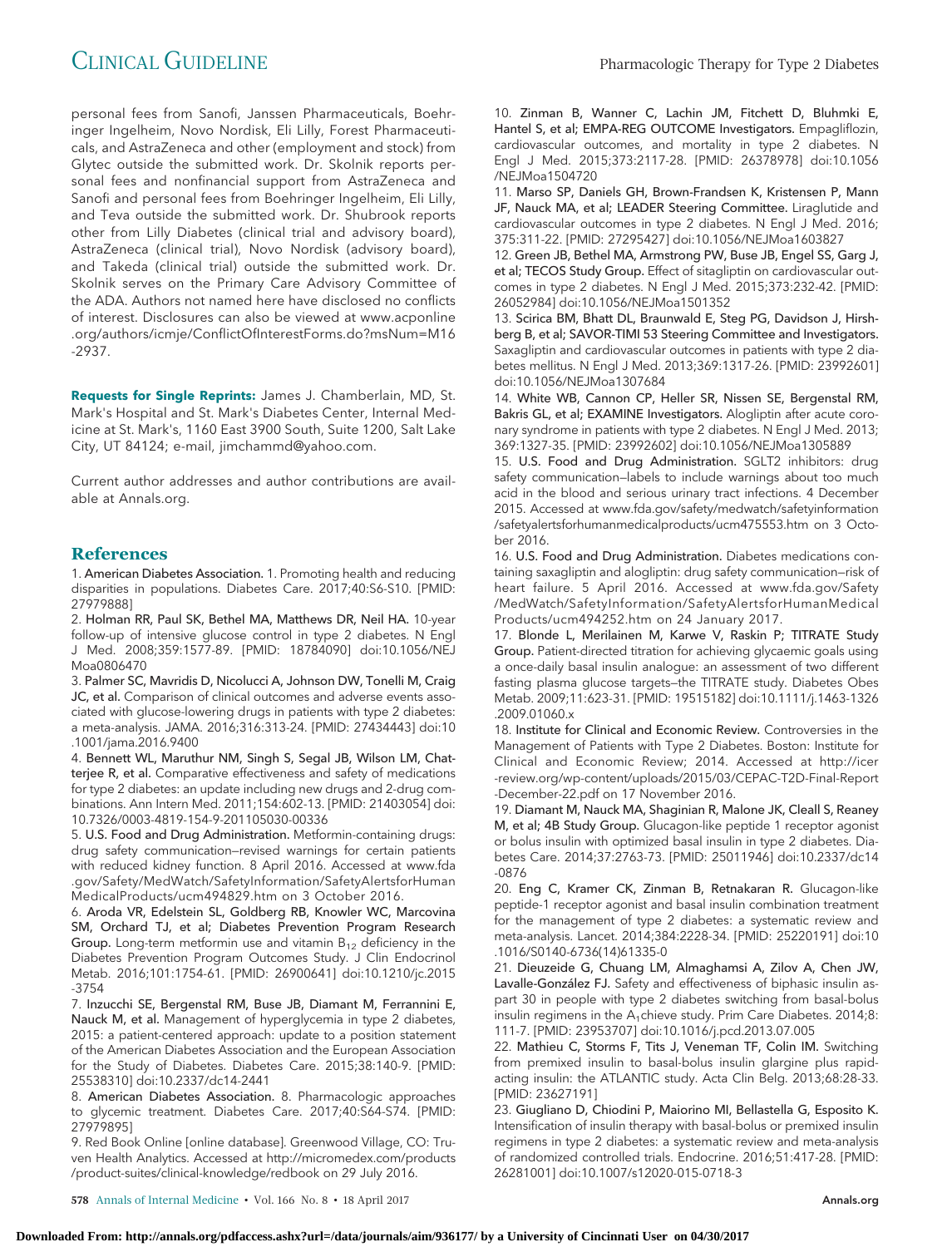personal fees from Sanofi, Janssen Pharmaceuticals, Boehringer Ingelheim, Novo Nordisk, Eli Lilly, Forest Pharmaceuticals, and AstraZeneca and other (employment and stock) from Glytec outside the submitted work. Dr. Skolnik reports personal fees and nonfinancial support from AstraZeneca and Sanofi and personal fees from Boehringer Ingelheim, Eli Lilly, and Teva outside the submitted work. Dr. Shubrook reports other from Lilly Diabetes (clinical trial and advisory board), AstraZeneca (clinical trial), Novo Nordisk (advisory board), and Takeda (clinical trial) outside the submitted work. Dr. Skolnik serves on the Primary Care Advisory Committee of the ADA. Authors not named here have disclosed no conflicts of interest. Disclosures can also be viewed at www.acponline.org/authors/icmje/ConflictOfInterestForms.do?msNum=M16-2937.

**Requests for Single Reprints:** James J. Chamberlain, MD, St. Mark's Hospital and St. Mark's Diabetes Center, Internal Medicine at St. Mark's, 1160 East 3900 South, Suite 1200, Salt Lake City, UT 84124; e-mail, jimchammd@yahoo.com.

Current author addresses and author contributions are available at Annals.org.

## References

1. American Diabetes Association. 1. Promoting health and reducing disparities in populations. Diabetes Care. 2017;40:S6-S10. [PMID: 27979888]
2. Holman RR, Paul SK, Bethel MA, Matthews DR, Neil HA. 10-year follow-up of intensive glucose control in type 2 diabetes. N Engl J Med. 2008;359:1577-89. [PMID: 18784090] doi:10.1056/NEJMoa0806470
3. Palmer SC, Mavridis D, Nicolucci A, Johnson DW, Tonelli M, Craig JC, et al. Comparison of clinical outcomes and adverse events associated with glucose-lowering drugs in patients with type 2 diabetes: a meta-analysis. JAMA. 2016;316:313-24. [PMID: 27434443] doi:10.1001/jama.2016.9400
4. Bennett WL, Maruthur NM, Singh S, Segal JB, Wilson LM, Chatterjee R, et al. Comparative effectiveness and safety of medications for type 2 diabetes: an update including new drugs and 2-drug combinations. Ann Intern Med. 2011;154:602-13. [PMID: 21403054] doi:10.7326/0003-4819-154-9-201105030-00336
5. U.S. Food and Drug Administration. Metformin-containing drugs: drug safety communication—revised warnings for certain patients with reduced kidney function. 8 April 2016. Accessed at www.fda.gov/Safety/MedWatch/SafetyInformation/SafetyAlertsforHumanMedicalProducts/ucm494829.htm on 3 October 2016.
6. Aroda VR, Edelstein SL, Goldberg RB, Knowler WC, Marcovina SM, Orchard TJ, et al; Diabetes Prevention Program Research Group. Long-term metformin use and vitamin $B_{12}$ deficiency in the Diabetes Prevention Program Outcomes Study. J Clin Endocrinol Metab. 2016;101:1754-61. [PMID: 26900641] doi:10.1210/jc.2015-3754
7. Inzucchi SE, Bergenstal RM, Buse JB, Diamant M, Ferrannini E, Nauck M, et al. Management of hyperglycemia in type 2 diabetes, 2015: a patient-centered approach: update to a position statement of the American Diabetes Association and the European Association for the Study of Diabetes. Diabetes Care. 2015;38:140-9. [PMID: 25538310] doi:10.2337/dc14-2441
8. American Diabetes Association. 8. Pharmacologic approaches to glycemic treatment. Diabetes Care. 2017;40:S64-S74. [PMID: 27979895]
9. Red Book Online [online database]. Greenwood Village, CO: Truven Health Analytics. Accessed at http://micromedex.com/products/product-suites/clinical-knowledge/redbook on 29 July 2016.
10. Zinman B, Wanner C, Lachin JM, Fitchett D, Bluhmki E, Hantel S, et al; EMPA-REG OUTCOME Investigators. Empagliflozin, cardiovascular outcomes, and mortality in type 2 diabetes. N Engl J Med. 2015;373:2117-28. [PMID: 26378978] doi:10.1056/NEJMoa1504720
11. Marso SP, Daniels GH, Brown-Frandsen K, Kristensen P, Mann JF, Nauck MA, et al; LEADER Steering Committee. Liraglutide and cardiovascular outcomes in type 2 diabetes. N Engl J Med. 2016;375:311-22. [PMID: 27295427] doi:10.1056/NEJMoa1603827
12. Green JB, Bethel MA, Armstrong PW, Buse JB, Engel SS, Garg J, et al; TECOS Study Group. Effect of sitagliptin on cardiovascular outcomes in type 2 diabetes. N Engl J Med. 2015;373:232-42. [PMID: 26052984] doi:10.1056/NEJMoa1501352
13. Scirica BM, Bhatt DL, Braunwald E, Steg PG, Davidson J, Hirshberg B, et al; SAVOR-TIMI 53 Steering Committee and Investigators. Saxagliptin and cardiovascular outcomes in patients with type 2 diabetes mellitus. N Engl J Med. 2013;369:1317-26. [PMID: 23992601] doi:10.1056/NEJMoa1307684
14. White WB, Cannon CP, Heller SR, Nissen SE, Bergenstal RM, Bakris GL, et al; EXAMINE Investigators. Alogliptin after acute coronary syndrome in patients with type 2 diabetes. N Engl J Med. 2013;369:1327-35. [PMID: 23992602] doi:10.1056/NEJMoa1305889
15. U.S. Food and Drug Administration. SGLT2 inhibitors: drug safety communication—labels to include warnings about too much acid in the blood and serious urinary tract infections. 4 December 2015. Accessed at www.fda.gov/safety/medwatch/safetyinformation/safetyalertsforhumanmedicalproducts/ucm475553.htm on 3 October 2016.
16. U.S. Food and Drug Administration. Diabetes medications containing saxagliptin and alogliptin: drug safety communication—risk of heart failure. 5 April 2016. Accessed at www.fda.gov/Safety/MedWatch/SafetyInformation/SafetyAlertsforHumanMedicalProducts/ucm494252.htm on 24 January 2017.
17. Blonde L, Merilainen M, Karwe V, Raskin P; TITRATE Study Group. Patient-directed titration for achieving glycaemic goals using a once-daily basal insulin analogue: an assessment of two different fasting plasma glucose targets—the TITRATE study. Diabetes Obes Metab. 2009;11:623-31. [PMID: 19515182] doi:10.1111/j.1463-1326.2009.01060.x
18. Institute for Clinical and Economic Review. Controversies in the Management of Patients with Type 2 Diabetes. Boston: Institute for Clinical and Economic Review; 2014. Accessed at http://icer-review.org/wp-content/uploads/2015/03/CEPAC-T2D-Final-Report-December-22.pdf on 17 November 2016.
19. Diamant M, Nauck MA, Shaginian R, Malone JK, Cleall S, Reaney M, et al; 4B Study Group. Glucagon-like peptide 1 receptor agonist or bolus insulin with optimized basal insulin in type 2 diabetes. Diabetes Care. 2014;37:2763-73. [PMID: 25011946] doi:10.2337/dc14-0876
20. Eng C, Kramer CK, Zinman B, Retnakaran R. Glucagon-like peptide-1 receptor agonist and basal insulin combination treatment for the management of type 2 diabetes: a systematic review and meta-analysis. Lancet. 2014;384:2228-34. [PMID: 25220191] doi:10.1016/S0140-6736(14)61335-0
21. Dieuzeide G, Chuang LM, Almaghamsi A, Zilov A, Chen JW, Lavalle-González FJ. Safety and effectiveness of biphasic insulin aspart 30 in people with type 2 diabetes switching from basal-bolus insulin regimens in the $A_1$chieve study. Prim Care Diabetes. 2014;8:111-7. [PMID: 23953707] doi:10.1016/j.pcd.2013.07.005
22. Mathieu C, Storms F, Tits J, Veneman TF, Colin IM. Switching from premixed insulin to basal-bolus insulin glargine plus rapid-acting insulin: the ATLANTIC study. Acta Clin Belg. 2013;68:28-33. [PMID: 23627191]
23. Giugliano D, Chiodini P, Maiorino MI, Bellastella G, Esposito K. Intensification of insulin therapy with basal-bolus or premixed insulin regimens in type 2 diabetes: a systematic review and meta-analysis of randomized controlled trials. Endocrine. 2016;51:417-28. [PMID: 26281001] doi:10.1007/s12020-015-0718-3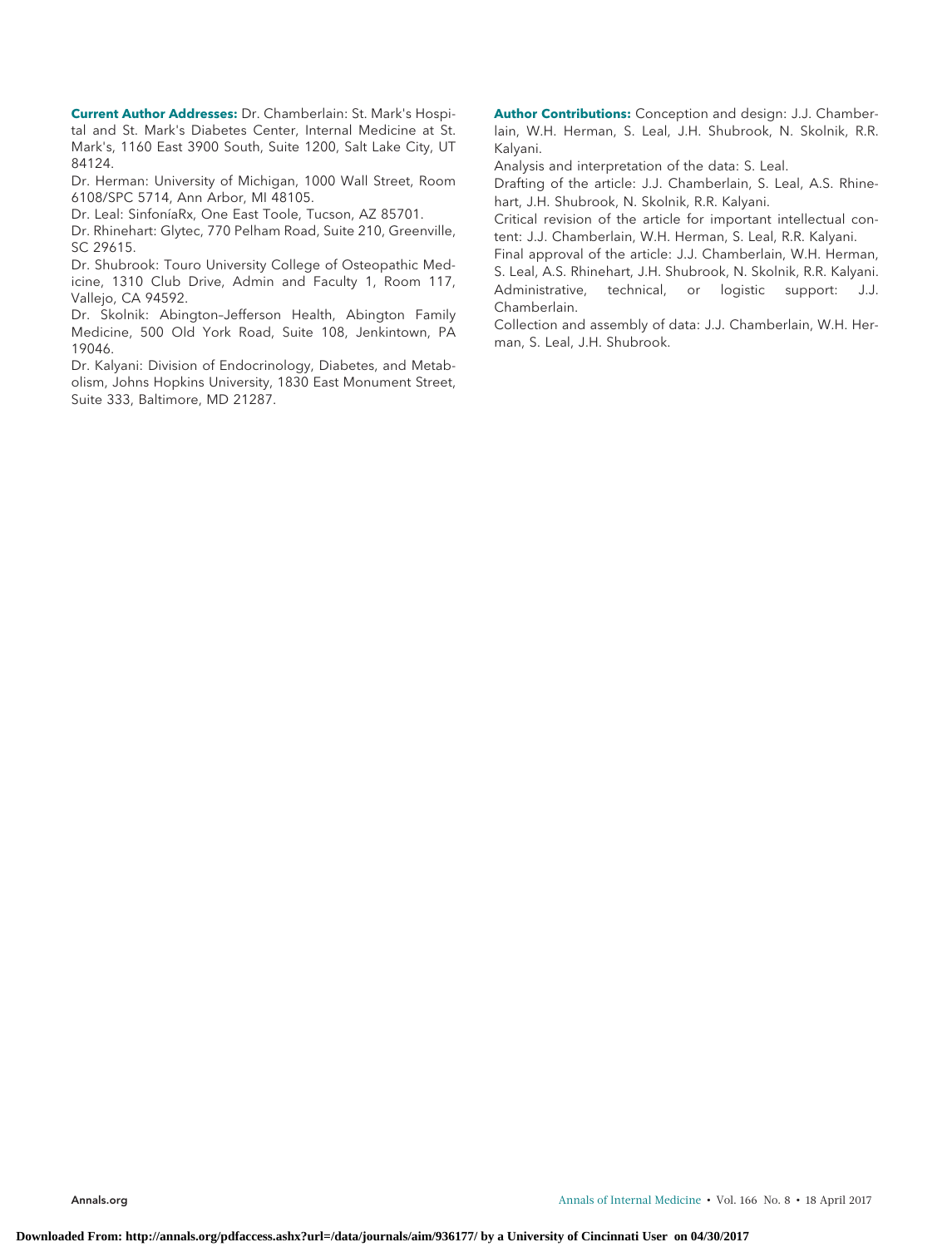**Current Author Addresses:** Dr. Chamberlain: St. Mark's Hospital and St. Mark's Diabetes Center, Internal Medicine at St. Mark's, 1160 East 3900 South, Suite 1200, Salt Lake City, UT 84124.

Dr. Herman: University of Michigan, 1000 Wall Street, Room 6108/SPC 5714, Ann Arbor, MI 48105.

Dr. Leal: SinfoníaRx, One East Toole, Tucson, AZ 85701.

Dr. Rhinehart: Glytec, 770 Pelham Road, Suite 210, Greenville, SC 29615.

Dr. Shubrook: Touro University College of Osteopathic Medicine, 1310 Club Drive, Admin and Faculty 1, Room 117, Vallejo, CA 94592.

Dr. Skolnik: Abington–Jefferson Health, Abington Family Medicine, 500 Old York Road, Suite 108, Jenkintown, PA 19046.

Dr. Kalyani: Division of Endocrinology, Diabetes, and Metabolism, Johns Hopkins University, 1830 East Monument Street, Suite 333, Baltimore, MD 21287.

**Author Contributions:** Conception and design: J.J. Chamberlain, W.H. Herman, S. Leal, J.H. Shubrook, N. Skolnik, R.R. Kalyani.

Analysis and interpretation of the data: S. Leal.

Drafting of the article: J.J. Chamberlain, S. Leal, A.S. Rhinehart, J.H. Shubrook, N. Skolnik, R.R. Kalyani.

Critical revision of the article for important intellectual content: J.J. Chamberlain, W.H. Herman, S. Leal, R.R. Kalyani.

Final approval of the article: J.J. Chamberlain, W.H. Herman, S. Leal, A.S. Rhinehart, J.H. Shubrook, N. Skolnik, R.R. Kalyani.

Administrative, technical, or logistic support: J.J. Chamberlain.

Collection and assembly of data: J.J. Chamberlain, W.H. Herman, S. Leal, J.H. Shubrook.